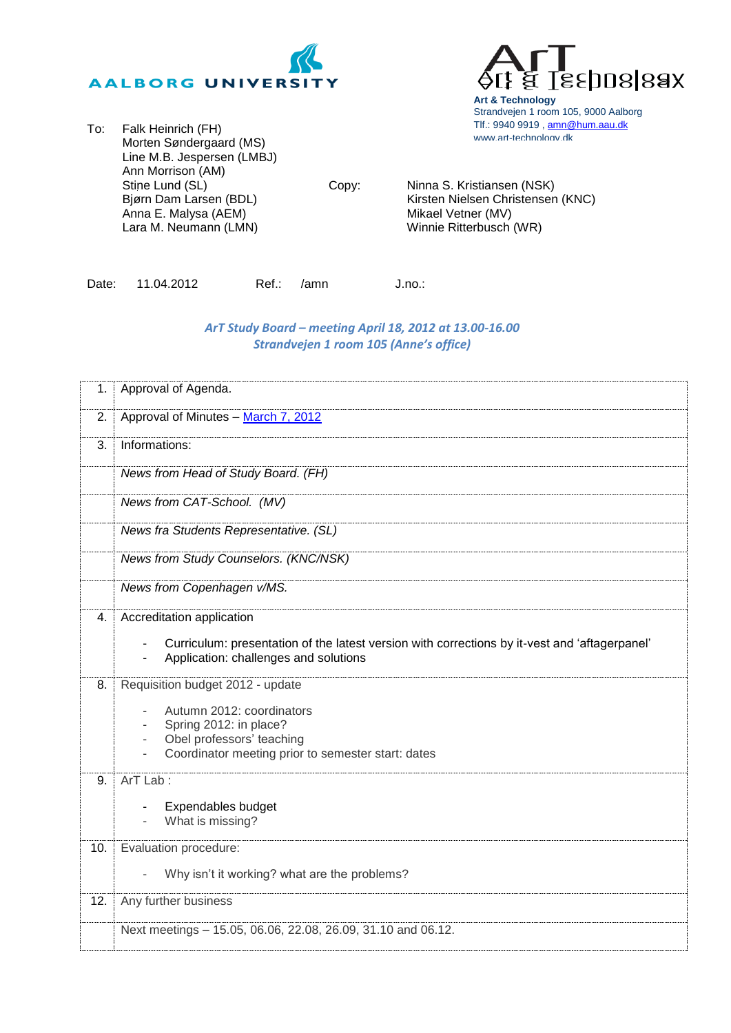AALBORG UNIVERSITY

ArT – Art & Technology

**Art & Technology**
Strandvejen 1 room 105, 9000 Aalborg
Tlf.: 9940 9919 , amn@hum.aau.dk
www.art-technology.dk

To:
Falk Heinrich (FH)
Morten Søndergaard (MS)
Line M.B. Jespersen (LMBJ)
Ann Morrison (AM)
Stine Lund (SL)
Bjørn Dam Larsen (BDL)
Anna E. Malysa (AEM)
Lara M. Neumann (LMN)

Copy:
Ninna S. Kristiansen (NSK)
Kirsten Nielsen Christensen (KNC)
Mikael Vetner (MV)
Winnie Ritterbusch (WR)

Date: 11.04.2012 Ref.: /amn J.no.:

***ArT Study Board – meeting April 18, 2012 at 13.00-16.00***
***Strandvejen 1 room 105 (Anne's office)***

| | |
|---|---|
| 1. | Approval of Agenda. |
| 2. | Approval of Minutes – March 7, 2012 |
| 3. | Informations: |
| | *News from Head of Study Board. (FH)* |
| | *News from CAT-School. (MV)* |
| | *News fra Students Representative. (SL)* |
| | *News from Study Counselors. (KNC/NSK)* |
| | *News from Copenhagen v/MS.* |
| 4. | Accreditation application<br>- Curriculum: presentation of the latest version with corrections by it-vest and 'aftagerpanel'<br>- Application: challenges and solutions |
| 8. | Requisition budget 2012 - update<br>- Autumn 2012: coordinators<br>- Spring 2012: in place?<br>- Obel professors' teaching<br>- Coordinator meeting prior to semester start: dates |
| 9. | ArT Lab :<br>- Expendables budget<br>- What is missing? |
| 10. | Evaluation procedure:<br>- Why isn't it working? what are the problems? |
| 12. | Any further business |
| | Next meetings – 15.05, 06.06, 22.08, 26.09, 31.10 and 06.12. |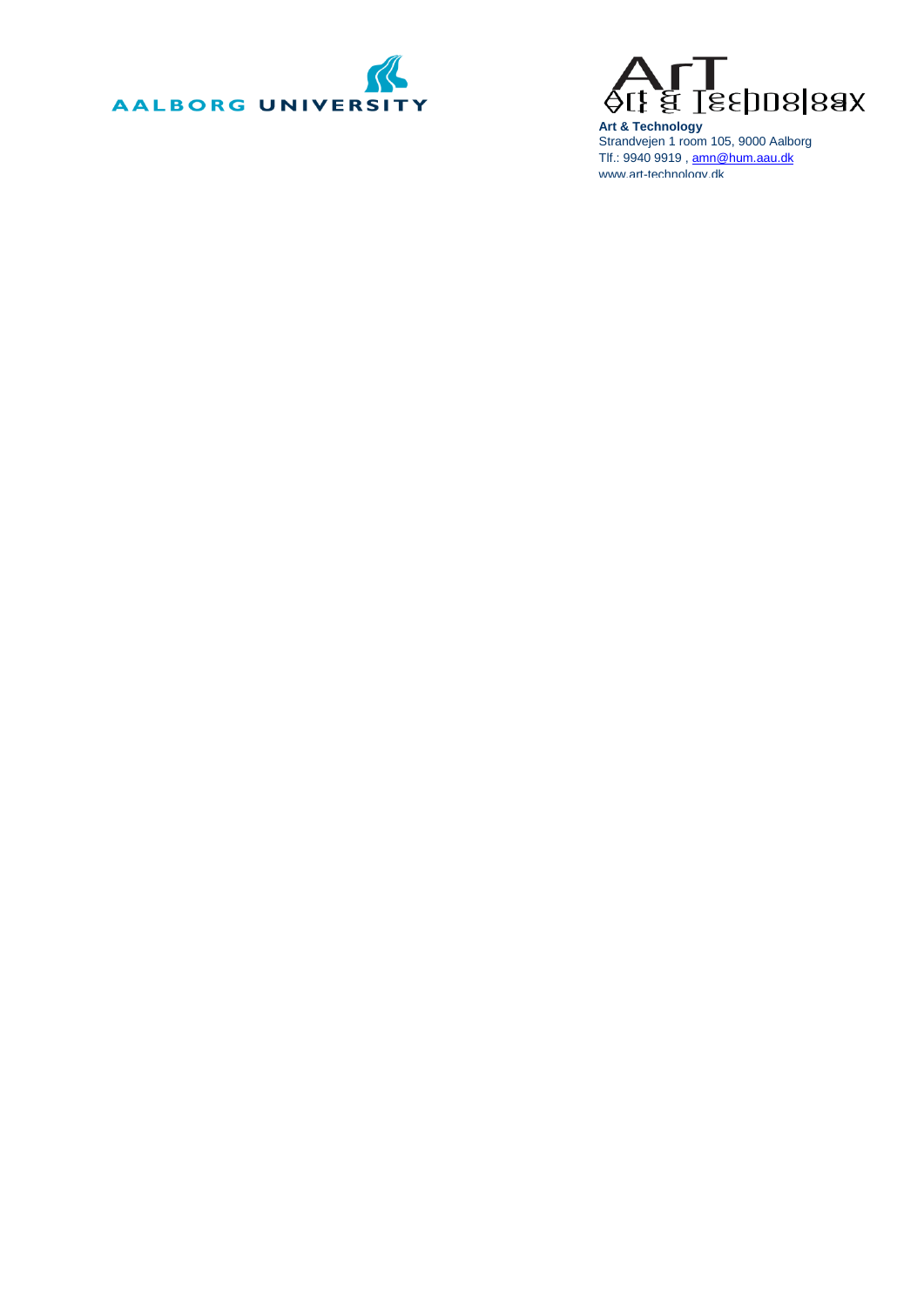AALBORG UNIVERSITY

ArT

Art & Technology

**Art & Technology**
Strandvejen 1 room 105, 9000 Aalborg
Tlf.: 9940 9919 , amn@hum.aau.dk
www.art-technology.dk